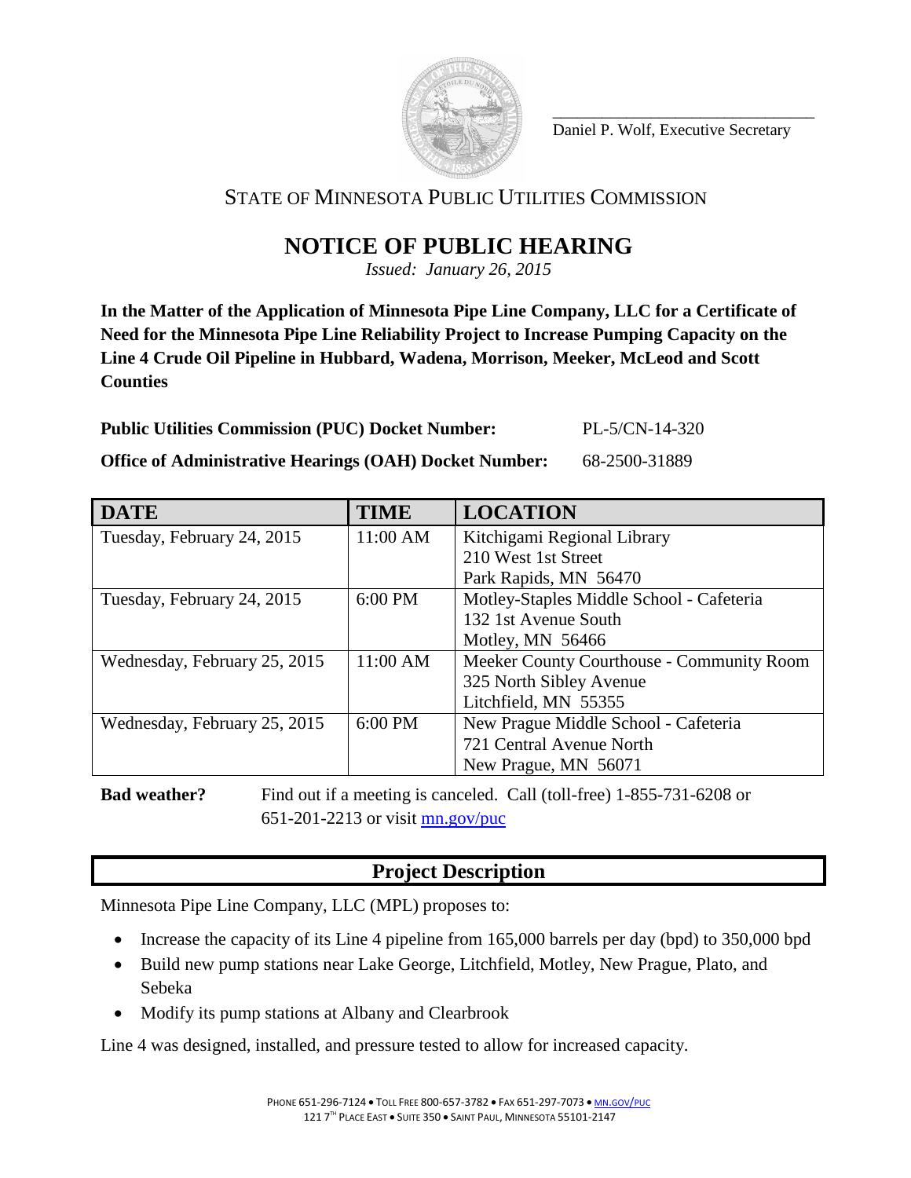\_\_\_\_\_\_\_\_\_\_\_\_\_\_\_\_\_\_\_\_\_\_\_\_\_\_\_\_\_\_\_\_

Daniel P. Wolf, Executive Secretary

STATE OF MINNESOTA PUBLIC UTILITIES COMMISSION

# NOTICE OF PUBLIC HEARING

*Issued: January 26, 2015*

**In the Matter of the Application of Minnesota Pipe Line Company, LLC for a Certificate of Need for the Minnesota Pipe Line Reliability Project to Increase Pumping Capacity on the Line 4 Crude Oil Pipeline in Hubbard, Wadena, Morrison, Meeker, McLeod and Scott Counties**

**Public Utilities Commission (PUC) Docket Number:** PL-5/CN-14-320

**Office of Administrative Hearings (OAH) Docket Number:** 68-2500-31889

| DATE | TIME | LOCATION |
|---|---|---|
| Tuesday, February 24, 2015 | 11:00 AM | Kitchigami Regional Library<br>210 West 1st Street<br>Park Rapids, MN 56470 |
| Tuesday, February 24, 2015 | 6:00 PM | Motley-Staples Middle School - Cafeteria<br>132 1st Avenue South<br>Motley, MN 56466 |
| Wednesday, February 25, 2015 | 11:00 AM | Meeker County Courthouse - Community Room<br>325 North Sibley Avenue<br>Litchfield, MN 55355 |
| Wednesday, February 25, 2015 | 6:00 PM | New Prague Middle School - Cafeteria<br>721 Central Avenue North<br>New Prague, MN 56071 |

**Bad weather?** Find out if a meeting is canceled. Call (toll-free) 1-855-731-6208 or 651-201-2213 or visit mn.gov/puc

## Project Description

Minnesota Pipe Line Company, LLC (MPL) proposes to:

- Increase the capacity of its Line 4 pipeline from 165,000 barrels per day (bpd) to 350,000 bpd
- Build new pump stations near Lake George, Litchfield, Motley, New Prague, Plato, and Sebeka
- Modify its pump stations at Albany and Clearbrook

Line 4 was designed, installed, and pressure tested to allow for increased capacity.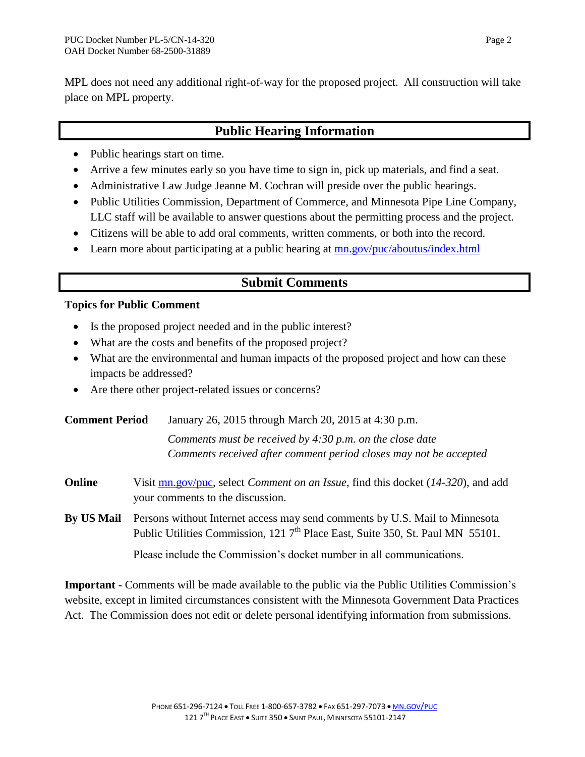MPL does not need any additional right-of-way for the proposed project. All construction will take place on MPL property.

## Public Hearing Information

- Public hearings start on time.
- Arrive a few minutes early so you have time to sign in, pick up materials, and find a seat.
- Administrative Law Judge Jeanne M. Cochran will preside over the public hearings.
- Public Utilities Commission, Department of Commerce, and Minnesota Pipe Line Company, LLC staff will be available to answer questions about the permitting process and the project.
- Citizens will be able to add oral comments, written comments, or both into the record.
- Learn more about participating at a public hearing at mn.gov/puc/aboutus/index.html

## Submit Comments

**Topics for Public Comment**

- Is the proposed project needed and in the public interest?
- What are the costs and benefits of the proposed project?
- What are the environmental and human impacts of the proposed project and how can these impacts be addressed?
- Are there other project-related issues or concerns?

**Comment Period** January 26, 2015 through March 20, 2015 at 4:30 p.m.

*Comments must be received by 4:30 p.m. on the close date*
*Comments received after comment period closes may not be accepted*

**Online** Visit mn.gov/puc, select *Comment on an Issue*, find this docket (*14-320*), and add your comments to the discussion.

**By US Mail** Persons without Internet access may send comments by U.S. Mail to Minnesota Public Utilities Commission, 121 7th Place East, Suite 350, St. Paul MN 55101.

Please include the Commission's docket number in all communications.

**Important -** Comments will be made available to the public via the Public Utilities Commission's website, except in limited circumstances consistent with the Minnesota Government Data Practices Act. The Commission does not edit or delete personal identifying information from submissions.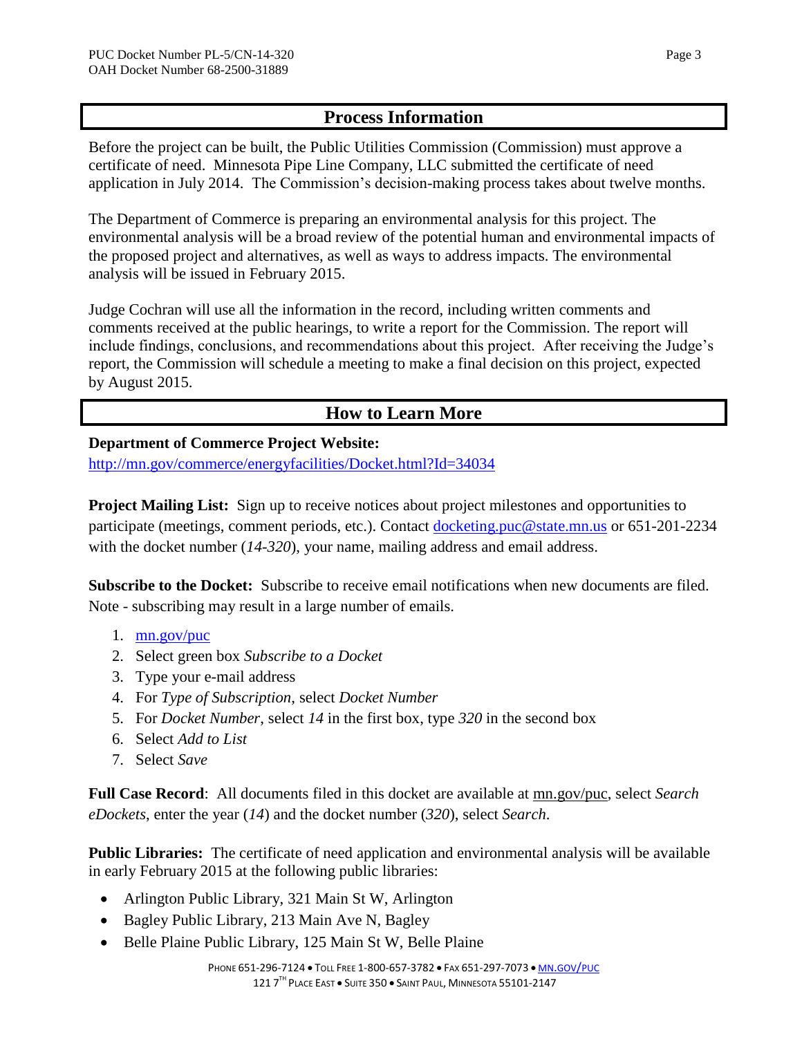## Process Information

Before the project can be built, the Public Utilities Commission (Commission) must approve a certificate of need. Minnesota Pipe Line Company, LLC submitted the certificate of need application in July 2014. The Commission's decision-making process takes about twelve months.

The Department of Commerce is preparing an environmental analysis for this project. The environmental analysis will be a broad review of the potential human and environmental impacts of the proposed project and alternatives, as well as ways to address impacts. The environmental analysis will be issued in February 2015.

Judge Cochran will use all the information in the record, including written comments and comments received at the public hearings, to write a report for the Commission. The report will include findings, conclusions, and recommendations about this project. After receiving the Judge's report, the Commission will schedule a meeting to make a final decision on this project, expected by August 2015.

## How to Learn More

**Department of Commerce Project Website:**
http://mn.gov/commerce/energyfacilities/Docket.html?Id=34034

**Project Mailing List:** Sign up to receive notices about project milestones and opportunities to participate (meetings, comment periods, etc.). Contact docketing.puc@state.mn.us or 651-201-2234 with the docket number (*14-320*), your name, mailing address and email address.

**Subscribe to the Docket:** Subscribe to receive email notifications when new documents are filed. Note - subscribing may result in a large number of emails.

1. mn.gov/puc
2. Select green box *Subscribe to a Docket*
3. Type your e-mail address
4. For *Type of Subscription*, select *Docket Number*
5. For *Docket Number*, select *14* in the first box, type *320* in the second box
6. Select *Add to List*
7. Select *Save*

**Full Case Record**: All documents filed in this docket are available at mn.gov/puc, select *Search eDockets*, enter the year (*14*) and the docket number (*320*), select *Search*.

**Public Libraries:** The certificate of need application and environmental analysis will be available in early February 2015 at the following public libraries:

- Arlington Public Library, 321 Main St W, Arlington
- Bagley Public Library, 213 Main Ave N, Bagley
- Belle Plaine Public Library, 125 Main St W, Belle Plaine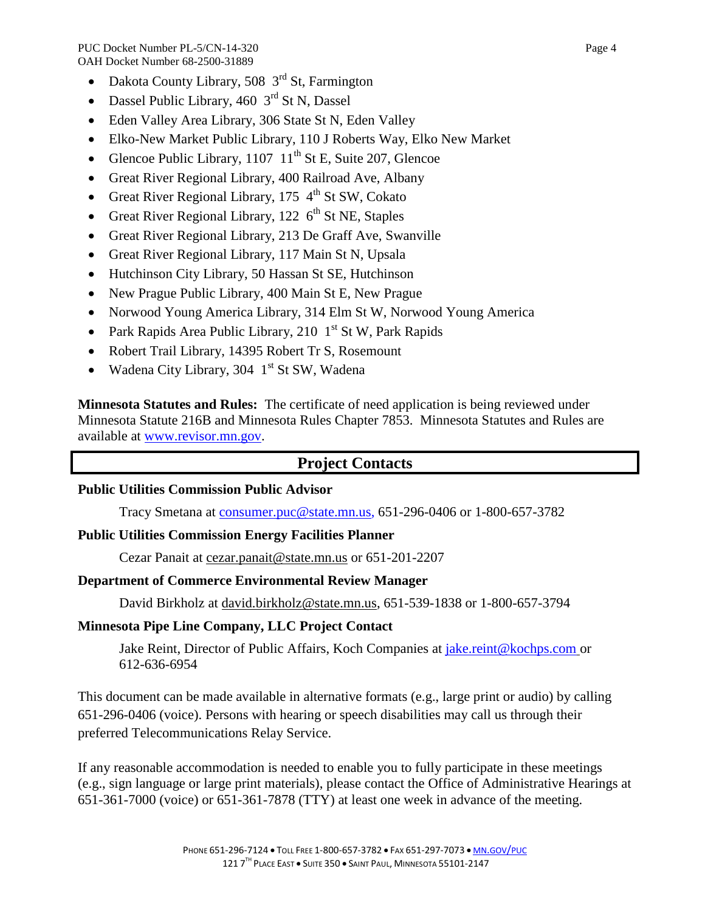- Dakota County Library, 508 3rd St, Farmington
- Dassel Public Library, 460 3rd St N, Dassel
- Eden Valley Area Library, 306 State St N, Eden Valley
- Elko-New Market Public Library, 110 J Roberts Way, Elko New Market
- Glencoe Public Library, 1107 11th St E, Suite 207, Glencoe
- Great River Regional Library, 400 Railroad Ave, Albany
- Great River Regional Library, 175 4th St SW, Cokato
- Great River Regional Library, 122 6th St NE, Staples
- Great River Regional Library, 213 De Graff Ave, Swanville
- Great River Regional Library, 117 Main St N, Upsala
- Hutchinson City Library, 50 Hassan St SE, Hutchinson
- New Prague Public Library, 400 Main St E, New Prague
- Norwood Young America Library, 314 Elm St W, Norwood Young America
- Park Rapids Area Public Library, 210 1st St W, Park Rapids
- Robert Trail Library, 14395 Robert Tr S, Rosemount
- Wadena City Library, 304 1st St SW, Wadena

**Minnesota Statutes and Rules:** The certificate of need application is being reviewed under Minnesota Statute 216B and Minnesota Rules Chapter 7853. Minnesota Statutes and Rules are available at www.revisor.mn.gov.

## Project Contacts

**Public Utilities Commission Public Advisor**

Tracy Smetana at consumer.puc@state.mn.us, 651-296-0406 or 1-800-657-3782

**Public Utilities Commission Energy Facilities Planner**

Cezar Panait at cezar.panait@state.mn.us or 651-201-2207

**Department of Commerce Environmental Review Manager**

David Birkholz at david.birkholz@state.mn.us, 651-539-1838 or 1-800-657-3794

**Minnesota Pipe Line Company, LLC Project Contact**

Jake Reint, Director of Public Affairs, Koch Companies at jake.reint@kochps.com or 612-636-6954

This document can be made available in alternative formats (e.g., large print or audio) by calling 651-296-0406 (voice). Persons with hearing or speech disabilities may call us through their preferred Telecommunications Relay Service.

If any reasonable accommodation is needed to enable you to fully participate in these meetings (e.g., sign language or large print materials), please contact the Office of Administrative Hearings at 651-361-7000 (voice) or 651-361-7878 (TTY) at least one week in advance of the meeting.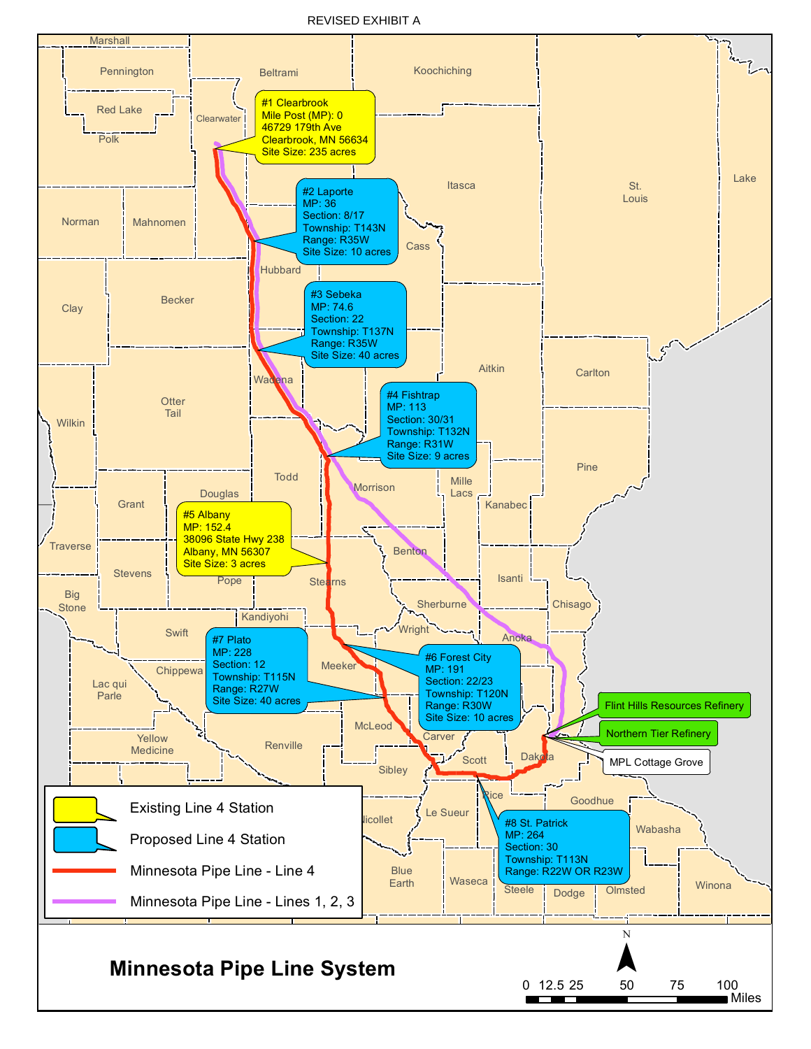REVISED EXHIBIT A

#1 Clearbrook
Mile Post (MP): 0
46729 179th Ave
Clearbrook, MN 56634
Site Size: 235 acres

#2 Laporte
MP: 36
Section: 8/17
Township: T143N
Range: R35W
Site Size: 10 acres

#3 Sebeka
MP: 74.6
Section: 22
Township: T137N
Range: R35W
Site Size: 40 acres

#4 Fishtrap
MP: 113
Section: 30/31
Township: T132N
Range: R31W
Site Size: 9 acres

#5 Albany
MP: 152.4
38096 State Hwy 238
Albany, MN 56307
Site Size: 3 acres

#6 Forest City
MP: 191
Section: 22/23
Township: T120N
Range: R30W
Site Size: 10 acres

#7 Plato
MP: 228
Section: 12
Township: T115N
Range: R27W
Site Size: 40 acres

#8 St. Patrick
MP: 264
Section: 30
Township: T113N
Range: R22W OR R23W

Flint Hills Resources Refinery

Northern Tier Refinery

MPL Cottage Grove

Marshall
Pennington
Red Lake
Polk
Beltrami
Clearwater
Koochiching
Itasca
St. Louis
Lake
Norman
Mahnomen
Cass
Hubbard
Clay
Becker
Aitkin
Carlton
Wadena
Wilkin
Otter Tail
Todd
Douglas
Morrison
Mille Lacs
Kanabec
Pine
Grant
Traverse
Benton
Stevens
Pope
Stearns
Isanti
Chisago
Big Stone
Sherburne
Kandiyohi
Wright
Anoka
Swift
Meeker
Chippewa
Lac qui Parle
McLeod
Carver
Yellow Medicine
Renville
Scott
Dakota
Sibley
Rice
Goodhue
Nicollet
Le Sueur
Wabasha
Blue Earth
Waseca
Steele
Dodge
Olmsted
Winona

Existing Line 4 Station

Proposed Line 4 Station

Minnesota Pipe Line - Line 4

Minnesota Pipe Line - Lines 1, 2, 3

**Minnesota Pipe Line System**

N

0 12.5 25 50 75 100 Miles